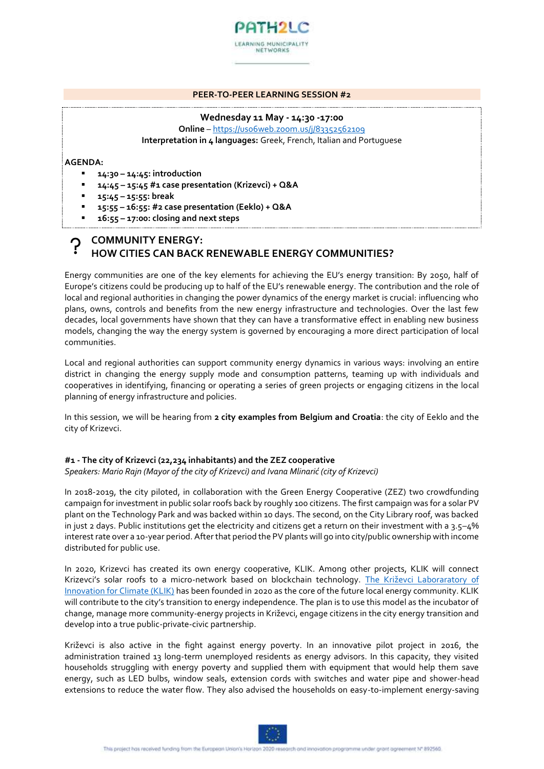PATH2LC

LEARNING MUNICIPALITY NETWORKS

**PEER-TO-PEER LEARNING SESSION #2**

**Wednesday 11 May - 14:30 -17:00**

**Online** – [https://us06web.zoom.us/j/83352562109](https://us06web.zoom.us/j/83352562109)

**Interpretation in 4 languages:** Greek, French, Italian and Portuguese

**AGENDA:**

- **14:30 – 14:45: introduction**
- **14:45 – 15:45 #1 case presentation (Krizevci) + Q&A**
- **15:45 – 15:55: break**
- **15:55 – 16:55: #2 case presentation (Eeklo) + Q&A**
- **16:55 – 17:00: closing and next steps**

## COMMUNITY ENERGY: HOW CITIES CAN BACK RENEWABLE ENERGY COMMUNITIES?

Energy communities are one of the key elements for achieving the EU's energy transition: By 2050, half of Europe's citizens could be producing up to half of the EU's renewable energy. The contribution and the role of local and regional authorities in changing the power dynamics of the energy market is crucial: influencing who plans, owns, controls and benefits from the new energy infrastructure and technologies. Over the last few decades, local governments have shown that they can have a transformative effect in enabling new business models, changing the way the energy system is governed by encouraging a more direct participation of local communities.

Local and regional authorities can support community energy dynamics in various ways: involving an entire district in changing the energy supply mode and consumption patterns, teaming up with individuals and cooperatives in identifying, financing or operating a series of green projects or engaging citizens in the local planning of energy infrastructure and policies.

In this session, we will be hearing from **2 city examples from Belgium and Croatia**: the city of Eeklo and the city of Krizevci.

### #1 - The city of Krizevci (22,234 inhabitants) and the ZEZ cooperative

*Speakers: Mario Rajn (Mayor of the city of Krizevci) and Ivana Mlinarić (city of Krizevci)*

In 2018-2019, the city piloted, in collaboration with the Green Energy Cooperative (ZEZ) two crowdfunding campaign for investment in public solar roofs back by roughly 100 citizens. The first campaign was for a solar PV plant on the Technology Park and was backed within 10 days. The second, on the City Library roof, was backed in just 2 days. Public institutions get the electricity and citizens get a return on their investment with a 3.5–4% interest rate over a 10-year period. After that period the PV plants will go into city/public ownership with income distributed for public use.

In 2020, Krizevci has created its own energy cooperative, KLIK. Among other projects, KLIK will connect Krizevci's solar roofs to a micro-network based on blockchain technology. The Križevci Laboraratory of Innovation for Climate (KLIK) has been founded in 2020 as the core of the future local energy community. KLIK will contribute to the city's transition to energy independence. The plan is to use this model as the incubator of change, manage more community-energy projects in Križevci, engage citizens in the city energy transition and develop into a true public-private-civic partnership.

Križevci is also active in the fight against energy poverty. In an innovative pilot project in 2016, the administration trained 13 long-term unemployed residents as energy advisors. In this capacity, they visited households struggling with energy poverty and supplied them with equipment that would help them save energy, such as LED bulbs, window seals, extension cords with switches and water pipe and shower-head extensions to reduce the water flow. They also advised the households on easy-to-implement energy-saving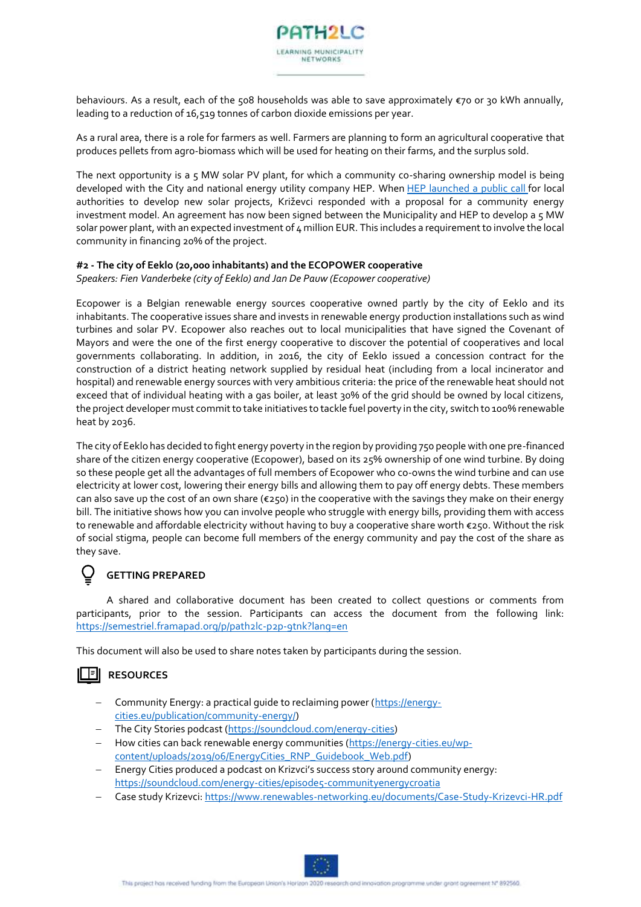behaviours. As a result, each of the 508 households was able to save approximately €70 or 30 kWh annually, leading to a reduction of 16,519 tonnes of carbon dioxide emissions per year.

As a rural area, there is a role for farmers as well. Farmers are planning to form an agricultural cooperative that produces pellets from agro-biomass which will be used for heating on their farms, and the surplus sold.

The next opportunity is a 5 MW solar PV plant, for which a community co-sharing ownership model is being developed with the City and national energy utility company HEP. When HEP launched a public call for local authorities to develop new solar projects, Križevci responded with a proposal for a community energy investment model. An agreement has now been signed between the Municipality and HEP to develop a 5 MW solar power plant, with an expected investment of 4 million EUR. This includes a requirement to involve the local community in financing 20% of the project.

**#2 - The city of Eeklo (20,000 inhabitants) and the ECOPOWER cooperative**

*Speakers: Fien Vanderbeke (city of Eeklo) and Jan De Pauw (Ecopower cooperative)*

Ecopower is a Belgian renewable energy sources cooperative owned partly by the city of Eeklo and its inhabitants. The cooperative issues share and invests in renewable energy production installations such as wind turbines and solar PV. Ecopower also reaches out to local municipalities that have signed the Covenant of Mayors and were the one of the first energy cooperative to discover the potential of cooperatives and local governments collaborating. In addition, in 2016, the city of Eeklo issued a concession contract for the construction of a district heating network supplied by residual heat (including from a local incinerator and hospital) and renewable energy sources with very ambitious criteria: the price of the renewable heat should not exceed that of individual heating with a gas boiler, at least 30% of the grid should be owned by local citizens, the project developer must commit to take initiatives to tackle fuel poverty in the city, switch to 100% renewable heat by 2036.

The city of Eeklo has decided to fight energy poverty in the region by providing 750 people with one pre-financed share of the citizen energy cooperative (Ecopower), based on its 25% ownership of one wind turbine. By doing so these people get all the advantages of full members of Ecopower who co-owns the wind turbine and can use electricity at lower cost, lowering their energy bills and allowing them to pay off energy debts. These members can also save up the cost of an own share (€250) in the cooperative with the savings they make on their energy bill. The initiative shows how you can involve people who struggle with energy bills, providing them with access to renewable and affordable electricity without having to buy a cooperative share worth €250. Without the risk of social stigma, people can become full members of the energy community and pay the cost of the share as they save.

## GETTING PREPARED

A shared and collaborative document has been created to collect questions or comments from participants, prior to the session. Participants can access the document from the following link: https://semestriel.framapad.org/p/path2lc-p2p-9tnk?lang=en

This document will also be used to share notes taken by participants during the session.

## RESOURCES

- Community Energy: a practical guide to reclaiming power (https://energy-cities.eu/publication/community-energy/)
- The City Stories podcast (https://soundcloud.com/energy-cities)
- How cities can back renewable energy communities (https://energy-cities.eu/wp-content/uploads/2019/06/EnergyCities_RNP_Guidebook_Web.pdf)
- Energy Cities produced a podcast on Krizvci's success story around community energy: https://soundcloud.com/energy-cities/episode5-communityenergycroatia
- Case study Krizevci: https://www.renewables-networking.eu/documents/Case-Study-Krizevci-HR.pdf